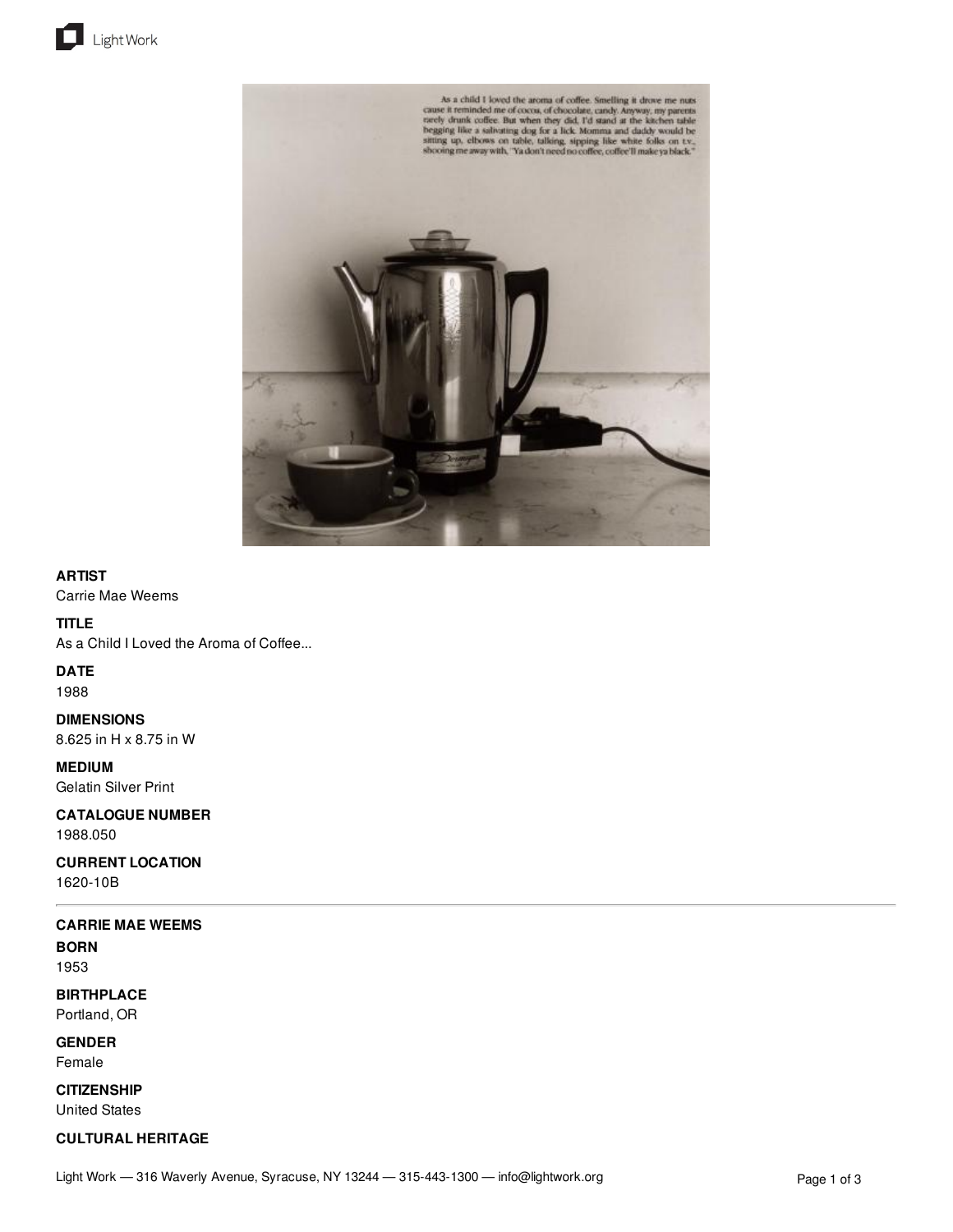**ARTIST**
Carrie Mae Weems

**TITLE**
As a Child I Loved the Aroma of Coffee...

**DATE**
1988

**DIMENSIONS**
8.625 in H x 8.75 in W

**MEDIUM**
Gelatin Silver Print

**CATALOGUE NUMBER**
1988.050

**CURRENT LOCATION**
1620-10B

---

**CARRIE MAE WEEMS**

**BORN**
1953

**BIRTHPLACE**
Portland, OR

**GENDER**
Female

**CITIZENSHIP**
United States

**CULTURAL HERITAGE**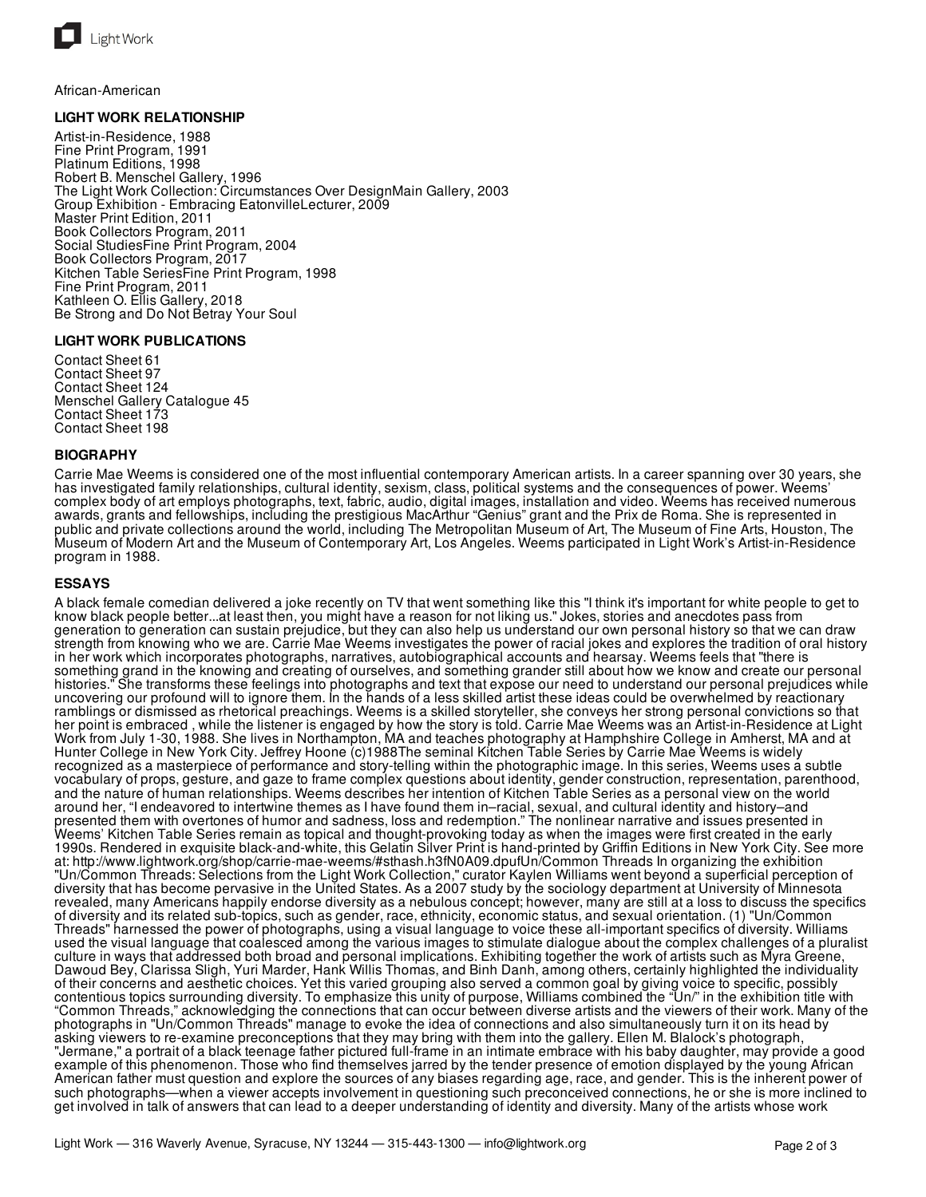African-American

**LIGHT WORK RELATIONSHIP**

Artist-in-Residence, 1988
Fine Print Program, 1991
Platinum Editions, 1998
Robert B. Menschel Gallery, 1996
The Light Work Collection: Circumstances Over DesignMain Gallery, 2003
Group Exhibition - Embracing EatonvilleLecturer, 2009
Master Print Edition, 2011
Book Collectors Program, 2011
Social StudiesFine Print Program, 2004
Book Collectors Program, 2017
Kitchen Table SeriesFine Print Program, 1998
Fine Print Program, 2011
Kathleen O. Ellis Gallery, 2018
Be Strong and Do Not Betray Your Soul

**LIGHT WORK PUBLICATIONS**

Contact Sheet 61
Contact Sheet 97
Contact Sheet 124
Menschel Gallery Catalogue 45
Contact Sheet 173
Contact Sheet 198

**BIOGRAPHY**

Carrie Mae Weems is considered one of the most influential contemporary American artists. In a career spanning over 30 years, she has investigated family relationships, cultural identity, sexism, class, political systems and the consequences of power. Weems' complex body of art employs photographs, text, fabric, audio, digital images, installation and video. Weems has received numerous awards, grants and fellowships, including the prestigious MacArthur "Genius" grant and the Prix de Roma. She is represented in public and private collections around the world, including The Metropolitan Museum of Art, The Museum of Fine Arts, Houston, The Museum of Modern Art and the Museum of Contemporary Art, Los Angeles. Weems participated in Light Work's Artist-in-Residence program in 1988.

**ESSAYS**

A black female comedian delivered a joke recently on TV that went something like this "I think it's important for white people to get to know black people better...at least then, you might have a reason for not liking us." Jokes, stories and anecdotes pass from generation to generation can sustain prejudice, but they can also help us understand our own personal history so that we can draw strength from knowing who we are. Carrie Mae Weems investigates the power of racial jokes and explores the tradition of oral history in her work which incorporates photographs, narratives, autobiographical accounts and hearsay. Weems feels that "there is something grand in the knowing and creating of ourselves, and something grander still about how we know and create our personal histories." She transforms these feelings into photographs and text that expose our need to understand our personal prejudices while uncovering our profound will to ignore them. In the hands of a less skilled artist these ideas could be overwhelmed by reactionary ramblings or dismissed as rhetorical preachings. Weems is a skilled storyteller, she conveys her strong personal convictions so that her point is embraced , while the listener is engaged by how the story is told. Carrie Mae Weems was an Artist-in-Residence at Light Work from July 1-30, 1988. She lives in Northampton, MA and teaches photography at Hamphshire College in Amherst, MA and at Hunter College in New York City. Jeffrey Hoone (c)1988The seminal Kitchen Table Series by Carrie Mae Weems is widely recognized as a masterpiece of performance and story-telling within the photographic image. In this series, Weems uses a subtle vocabulary of props, gesture, and gaze to frame complex questions about identity, gender construction, representation, parenthood, and the nature of human relationships. Weems describes her intention of Kitchen Table Series as a personal view on the world around her, "I endeavored to intertwine themes as I have found them in–racial, sexual, and cultural identity and history–and presented them with overtones of humor and sadness, loss and redemption." The nonlinear narrative and issues presented in Weems' Kitchen Table Series remain as topical and thought-provoking today as when the images were first created in the early 1990s. Rendered in exquisite black-and-white, this Gelatin Silver Print is hand-printed by Griffin Editions in New York City. See more at: http://www.lightwork.org/shop/carrie-mae-weems/#sthash.h3fN0A09.dpufUn/Common Threads In organizing the exhibition "Un/Common Threads: Selections from the Light Work Collection," curator Kaylen Williams went beyond a superficial perception of diversity that has become pervasive in the United States. As a 2007 study by the sociology department at University of Minnesota revealed, many Americans happily endorse diversity as a nebulous concept; however, many are still at a loss to discuss the specifics of diversity and its related sub-topics, such as gender, race, ethnicity, economic status, and sexual orientation. (1) "Un/Common Threads" harnessed the power of photographs, using a visual language to voice these all-important specifics of diversity. Williams used the visual language that coalesced among the various images to stimulate dialogue about the complex challenges of a pluralist culture in ways that addressed both broad and personal implications. Exhibiting together the work of artists such as Myra Greene, Dawoud Bey, Clarissa Sligh, Yuri Marder, Hank Willis Thomas, and Binh Danh, among others, certainly highlighted the individuality of their concerns and aesthetic choices. Yet this varied grouping also served a common goal by giving voice to specific, possibly contentious topics surrounding diversity. To emphasize this unity of purpose, Williams combined the "Un/" in the exhibition title with "Common Threads," acknowledging the connections that can occur between diverse artists and the viewers of their work. Many of the photographs in "Un/Common Threads" manage to evoke the idea of connections and also simultaneously turn it on its head by asking viewers to re-examine preconceptions that they may bring with them into the gallery. Ellen M. Blalock's photograph, "Jermane," a portrait of a black teenage father pictured full-frame in an intimate embrace with his baby daughter, may provide a good example of this phenomenon. Those who find themselves jarred by the tender presence of emotion displayed by the young African American father must question and explore the sources of any biases regarding age, race, and gender. This is the inherent power of such photographs—when a viewer accepts involvement in questioning such preconceived connections, he or she is more inclined to get involved in talk of answers that can lead to a deeper understanding of identity and diversity. Many of the artists whose work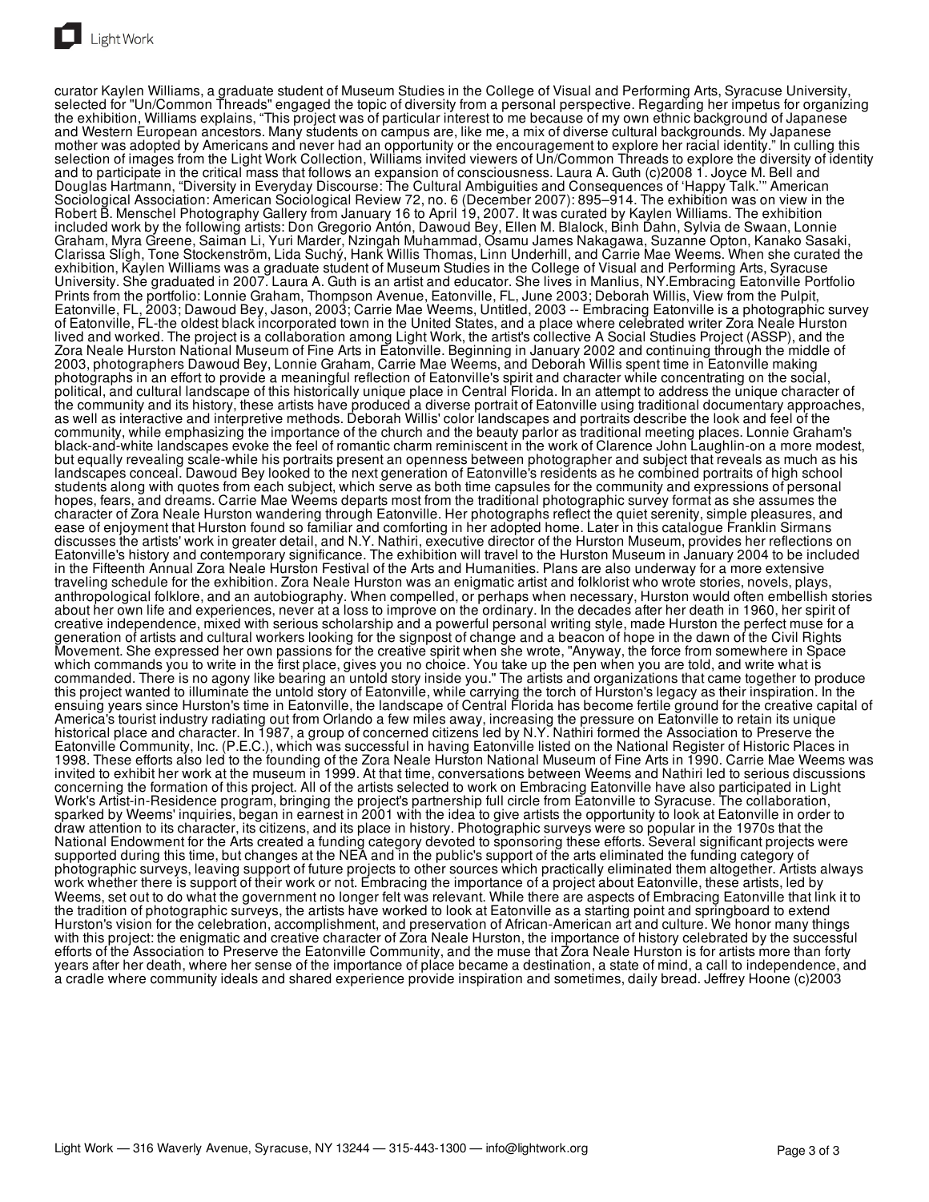curator Kaylen Williams, a graduate student of Museum Studies in the College of Visual and Performing Arts, Syracuse University, selected for "Un/Common Threads" engaged the topic of diversity from a personal perspective. Regarding her impetus for organizing the exhibition, Williams explains, "This project was of particular interest to me because of my own ethnic background of Japanese and Western European ancestors. Many students on campus are, like me, a mix of diverse cultural backgrounds. My Japanese mother was adopted by Americans and never had an opportunity or the encouragement to explore her racial identity." In culling this selection of images from the Light Work Collection, Williams invited viewers of Un/Common Threads to explore the diversity of identity and to participate in the critical mass that follows an expansion of consciousness. Laura A. Guth (c)2008 1. Joyce M. Bell and Douglas Hartmann, "Diversity in Everyday Discourse: The Cultural Ambiguities and Consequences of 'Happy Talk.'" American Sociological Association: American Sociological Review 72, no. 6 (December 2007): 895–914. The exhibition was on view in the Robert B. Menschel Photography Gallery from January 16 to April 19, 2007. It was curated by Kaylen Williams. The exhibition included work by the following artists: Don Gregorio Antón, Dawoud Bey, Ellen M. Blalock, Binh Dahn, Sylvia de Swaan, Lonnie Graham, Myra Greene, Saiman Li, Yuri Marder, Nzingah Muhammad, Osamu James Nakagawa, Suzanne Opton, Kanako Sasaki, Clarissa Sligh, Tone Stockenström, Lida Suchý, Hank Willis Thomas, Linn Underhill, and Carrie Mae Weems. When she curated the exhibition, Kaylen Williams was a graduate student of Museum Studies in the College of Visual and Performing Arts, Syracuse University. She graduated in 2007. Laura A. Guth is an artist and educator. She lives in Manlius, NY.Embracing Eatonville Portfolio Prints from the portfolio: Lonnie Graham, Thompson Avenue, Eatonville, FL, June 2003; Deborah Willis, View from the Pulpit, Eatonville, FL, 2003; Dawoud Bey, Jason, 2003; Carrie Mae Weems, Untitled, 2003 -- Embracing Eatonville is a photographic survey of Eatonville, FL-the oldest black incorporated town in the United States, and a place where celebrated writer Zora Neale Hurston lived and worked. The project is a collaboration among Light Work, the artist's collective A Social Studies Project (ASSP), and the Zora Neale Hurston National Museum of Fine Arts in Eatonville. Beginning in January 2002 and continuing through the middle of 2003, photographers Dawoud Bey, Lonnie Graham, Carrie Mae Weems, and Deborah Willis spent time in Eatonville making photographs in an effort to provide a meaningful reflection of Eatonville's spirit and character while concentrating on the social, political, and cultural landscape of this historically unique place in Central Florida. In an attempt to address the unique character of the community and its history, these artists have produced a diverse portrait of Eatonville using traditional documentary approaches, as well as interactive and interpretive methods. Deborah Willis' color landscapes and portraits describe the look and feel of the community, while emphasizing the importance of the church and the beauty parlor as traditional meeting places. Lonnie Graham's black-and-white landscapes evoke the feel of romantic charm reminiscent in the work of Clarence John Laughlin-on a more modest, but equally revealing scale-while his portraits present an openness between photographer and subject that reveals as much as his landscapes conceal. Dawoud Bey looked to the next generation of Eatonville's residents as he combined portraits of high school students along with quotes from each subject, which serve as both time capsules for the community and expressions of personal hopes, fears, and dreams. Carrie Mae Weems departs most from the traditional photographic survey format as she assumes the character of Zora Neale Hurston wandering through Eatonville. Her photographs reflect the quiet serenity, simple pleasures, and ease of enjoyment that Hurston found so familiar and comforting in her adopted home. Later in this catalogue Franklin Sirmans discusses the artists' work in greater detail, and N.Y. Nathiri, executive director of the Hurston Museum, provides her reflections on Eatonville's history and contemporary significance. The exhibition will travel to the Hurston Museum in January 2004 to be included in the Fifteenth Annual Zora Neale Hurston Festival of the Arts and Humanities. Plans are also underway for a more extensive traveling schedule for the exhibition. Zora Neale Hurston was an enigmatic artist and folklorist who wrote stories, novels, plays, anthropological folklore, and an autobiography. When compelled, or perhaps when necessary, Hurston would often embellish stories about her own life and experiences, never at a loss to improve on the ordinary. In the decades after her death in 1960, her spirit of creative independence, mixed with serious scholarship and a powerful personal writing style, made Hurston the perfect muse for a generation of artists and cultural workers looking for the signpost of change and a beacon of hope in the dawn of the Civil Rights Movement. She expressed her own passions for the creative spirit when she wrote, "Anyway, the force from somewhere in Space which commands you to write in the first place, gives you no choice. You take up the pen when you are told, and write what is commanded. There is no agony like bearing an untold story inside you." The artists and organizations that came together to produce this project wanted to illuminate the untold story of Eatonville, while carrying the torch of Hurston's legacy as their inspiration. In the ensuing years since Hurston's time in Eatonville, the landscape of Central Florida has become fertile ground for the creative capital of America's tourist industry radiating out from Orlando a few miles away, increasing the pressure on Eatonville to retain its unique historical place and character. In 1987, a group of concerned citizens led by N.Y. Nathiri formed the Association to Preserve the Eatonville Community, Inc. (P.E.C.), which was successful in having Eatonville listed on the National Register of Historic Places in 1998. These efforts also led to the founding of the Zora Neale Hurston National Museum of Fine Arts in 1990. Carrie Mae Weems was invited to exhibit her work at the museum in 1999. At that time, conversations between Weems and Nathiri led to serious discussions concerning the formation of this project. All of the artists selected to work on Embracing Eatonville have also participated in Light Work's Artist-in-Residence program, bringing the project's partnership full circle from Eatonville to Syracuse. The collaboration, sparked by Weems' inquiries, began in earnest in 2001 with the idea to give artists the opportunity to look at Eatonville in order to draw attention to its character, its citizens, and its place in history. Photographic surveys were so popular in the 1970s that the National Endowment for the Arts created a funding category devoted to sponsoring these efforts. Several significant projects were supported during this time, but changes at the NEA and in the public's support of the arts eliminated the funding category of photographic surveys, leaving support of future projects to other sources which practically eliminated them altogether. Artists always work whether there is support of their work or not. Embracing the importance of a project about Eatonville, these artists, led by Weems, set out to do what the government no longer felt was relevant. While there are aspects of Embracing Eatonville that link it to the tradition of photographic surveys, the artists have worked to look at Eatonville as a starting point and springboard to extend Hurston's vision for the celebration, accomplishment, and preservation of African-American art and culture. We honor many things with this project: the enigmatic and creative character of Zora Neale Hurston, the importance of history celebrated by the successful efforts of the Association to Preserve the Eatonville Community, and the muse that Zora Neale Hurston is for artists more than forty years after her death, where her sense of the importance of place became a destination, a state of mind, a call to independence, and a cradle where community ideals and shared experience provide inspiration and sometimes, daily bread. Jeffrey Hoone (c)2003